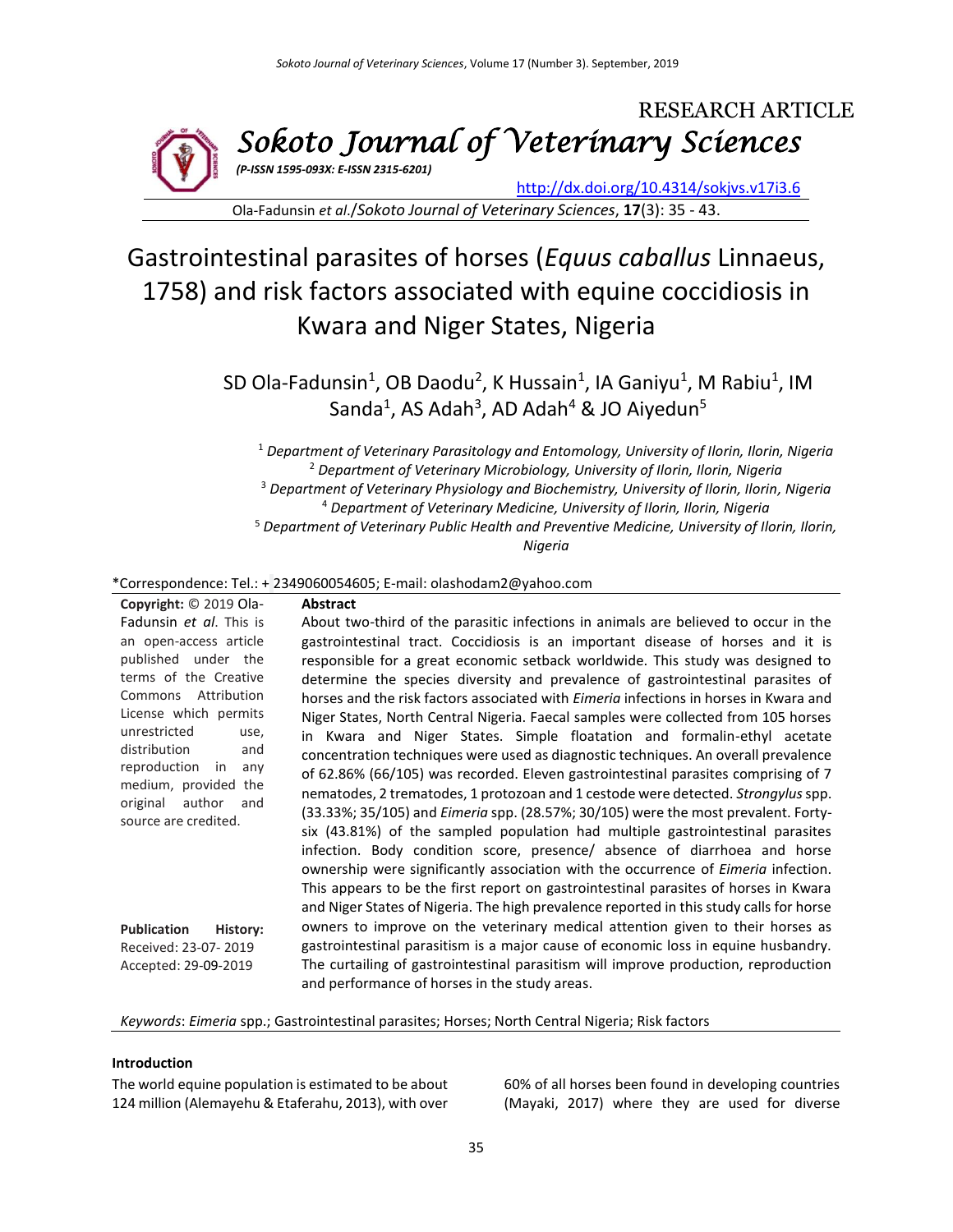RESEARCH ARTICLE

# Sokoto Journal of Veterinary Sciences

*(P-ISSN 1595-093X: E-ISSN 2315-6201)*

http://dx.doi.org/10.4314/sokjvs.v17i3.6

Ola-Fadunsin *et al*./*Sokoto Journal of Veterinary Sciences*, **17**(3): 35 - 43.

# Gastrointestinal parasites of horses (*Equus caballus* Linnaeus, 1758) and risk factors associated with equine coccidiosis in Kwara and Niger States, Nigeria

SD Ola-Fadunsin[1], OB Daodu[2], K Hussain[1], IA Ganiyu[1], M Rabiu[1], IM Sanda[1], AS Adah[3], AD Adah[4] & JO Aiyedun[5]

[1] *Department of Veterinary Parasitology and Entomology, University of Ilorin, Ilorin, Nigeria*
[2] *Department of Veterinary Microbiology, University of Ilorin, Ilorin, Nigeria*
[3] *Department of Veterinary Physiology and Biochemistry, University of Ilorin, Ilorin, Nigeria*
[4] *Department of Veterinary Medicine, University of Ilorin, Ilorin, Nigeria*
[5] *Department of Veterinary Public Health and Preventive Medicine, University of Ilorin, Ilorin, Nigeria*

*Correspondence: Tel.: + 2349060054605; E-mail: olashodam2@yahoo.com

**Copyright:** © 2019 Ola-Fadunsin *et al*. This is an open-access article published under the terms of the Creative Commons Attribution License which permits unrestricted use, distribution and reproduction in any medium, provided the original author and source are credited.

**Publication History:**
Received: 23-07- 2019
Accepted: 29-09-2019

## Abstract

About two-third of the parasitic infections in animals are believed to occur in the gastrointestinal tract. Coccidiosis is an important disease of horses and it is responsible for a great economic setback worldwide. This study was designed to determine the species diversity and prevalence of gastrointestinal parasites of horses and the risk factors associated with *Eimeria* infections in horses in Kwara and Niger States, North Central Nigeria. Faecal samples were collected from 105 horses in Kwara and Niger States. Simple floatation and formalin-ethyl acetate concentration techniques were used as diagnostic techniques. An overall prevalence of 62.86% (66/105) was recorded. Eleven gastrointestinal parasites comprising of 7 nematodes, 2 trematodes, 1 protozoan and 1 cestode were detected. *Strongylus* spp. (33.33%; 35/105) and *Eimeria* spp. (28.57%; 30/105) were the most prevalent. Forty-six (43.81%) of the sampled population had multiple gastrointestinal parasites infection. Body condition score, presence/ absence of diarrhoea and horse ownership were significantly association with the occurrence of *Eimeria* infection. This appears to be the first report on gastrointestinal parasites of horses in Kwara and Niger States of Nigeria. The high prevalence reported in this study calls for horse owners to improve on the veterinary medical attention given to their horses as gastrointestinal parasitism is a major cause of economic loss in equine husbandry. The curtailing of gastrointestinal parasitism will improve production, reproduction and performance of horses in the study areas.

*Keywords*: *Eimeria* spp.; Gastrointestinal parasites; Horses; North Central Nigeria; Risk factors

## Introduction

The world equine population is estimated to be about 124 million (Alemayehu & Etaferahu, 2013), with over 60% of all horses been found in developing countries (Mayaki, 2017) where they are used for diverse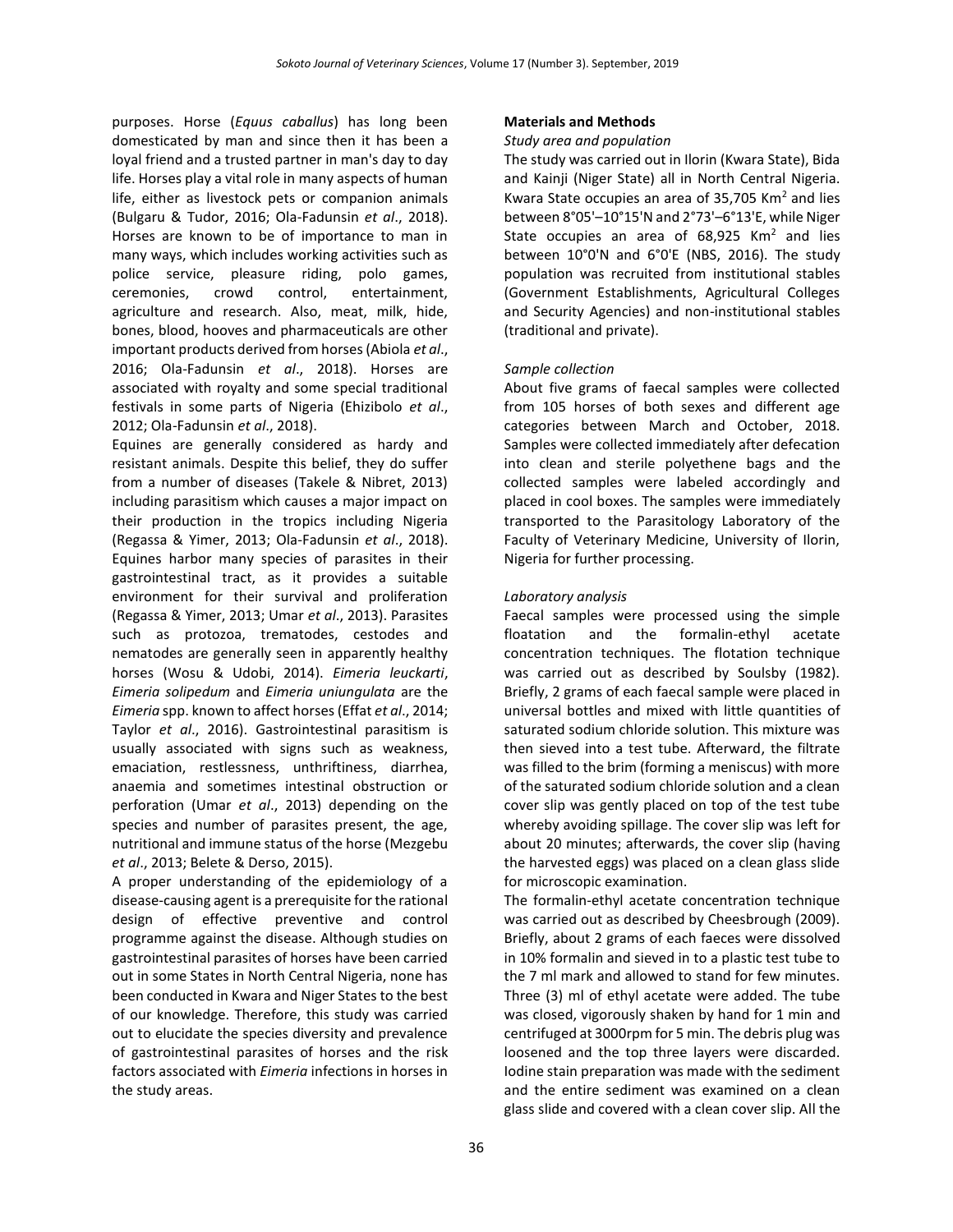purposes. Horse (*Equus caballus*) has long been domesticated by man and since then it has been a loyal friend and a trusted partner in man's day to day life. Horses play a vital role in many aspects of human life, either as livestock pets or companion animals (Bulgaru & Tudor, 2016; Ola-Fadunsin *et al*., 2018). Horses are known to be of importance to man in many ways, which includes working activities such as police service, pleasure riding, polo games, ceremonies, crowd control, entertainment, agriculture and research. Also, meat, milk, hide, bones, blood, hooves and pharmaceuticals are other important products derived from horses (Abiola *et al*., 2016; Ola-Fadunsin *et al*., 2018). Horses are associated with royalty and some special traditional festivals in some parts of Nigeria (Ehizibolo *et al*., 2012; Ola-Fadunsin *et al*., 2018).

Equines are generally considered as hardy and resistant animals. Despite this belief, they do suffer from a number of diseases (Takele & Nibret, 2013) including parasitism which causes a major impact on their production in the tropics including Nigeria (Regassa & Yimer, 2013; Ola-Fadunsin *et al*., 2018). Equines harbor many species of parasites in their gastrointestinal tract, as it provides a suitable environment for their survival and proliferation (Regassa & Yimer, 2013; Umar *et al*., 2013). Parasites such as protozoa, trematodes, cestodes and nematodes are generally seen in apparently healthy horses (Wosu & Udobi, 2014). *Eimeria leuckarti*, *Eimeria solipedum* and *Eimeria uniungulata* are the *Eimeria* spp. known to affect horses (Effat *et al*., 2014; Taylor *et al*., 2016). Gastrointestinal parasitism is usually associated with signs such as weakness, emaciation, restlessness, unthriftiness, diarrhea, anaemia and sometimes intestinal obstruction or perforation (Umar *et al*., 2013) depending on the species and number of parasites present, the age, nutritional and immune status of the horse (Mezgebu *et al*., 2013; Belete & Derso, 2015).

A proper understanding of the epidemiology of a disease-causing agent is a prerequisite for the rational design of effective preventive and control programme against the disease. Although studies on gastrointestinal parasites of horses have been carried out in some States in North Central Nigeria, none has been conducted in Kwara and Niger States to the best of our knowledge. Therefore, this study was carried out to elucidate the species diversity and prevalence of gastrointestinal parasites of horses and the risk factors associated with *Eimeria* infections in horses in the study areas.

## Materials and Methods

### *Study area and population*

The study was carried out in Ilorin (Kwara State), Bida and Kainji (Niger State) all in North Central Nigeria. Kwara State occupies an area of 35,705 Km$^2$ and lies between 8°05'–10°15'N and 2°73'–6°13'E, while Niger State occupies an area of 68,925 Km$^2$ and lies between 10°0'N and 6°0'E (NBS, 2016). The study population was recruited from institutional stables (Government Establishments, Agricultural Colleges and Security Agencies) and non-institutional stables (traditional and private).

### *Sample collection*

About five grams of faecal samples were collected from 105 horses of both sexes and different age categories between March and October, 2018. Samples were collected immediately after defecation into clean and sterile polyethene bags and the collected samples were labeled accordingly and placed in cool boxes. The samples were immediately transported to the Parasitology Laboratory of the Faculty of Veterinary Medicine, University of Ilorin, Nigeria for further processing.

### *Laboratory analysis*

Faecal samples were processed using the simple floatation and the formalin-ethyl acetate concentration techniques. The flotation technique was carried out as described by Soulsby (1982). Briefly, 2 grams of each faecal sample were placed in universal bottles and mixed with little quantities of saturated sodium chloride solution. This mixture was then sieved into a test tube. Afterward, the filtrate was filled to the brim (forming a meniscus) with more of the saturated sodium chloride solution and a clean cover slip was gently placed on top of the test tube whereby avoiding spillage. The cover slip was left for about 20 minutes; afterwards, the cover slip (having the harvested eggs) was placed on a clean glass slide for microscopic examination.

The formalin-ethyl acetate concentration technique was carried out as described by Cheesbrough (2009). Briefly, about 2 grams of each faeces were dissolved in 10% formalin and sieved in to a plastic test tube to the 7 ml mark and allowed to stand for few minutes. Three (3) ml of ethyl acetate were added. The tube was closed, vigorously shaken by hand for 1 min and centrifuged at 3000rpm for 5 min. The debris plug was loosened and the top three layers were discarded. Iodine stain preparation was made with the sediment and the entire sediment was examined on a clean glass slide and covered with a clean cover slip. All the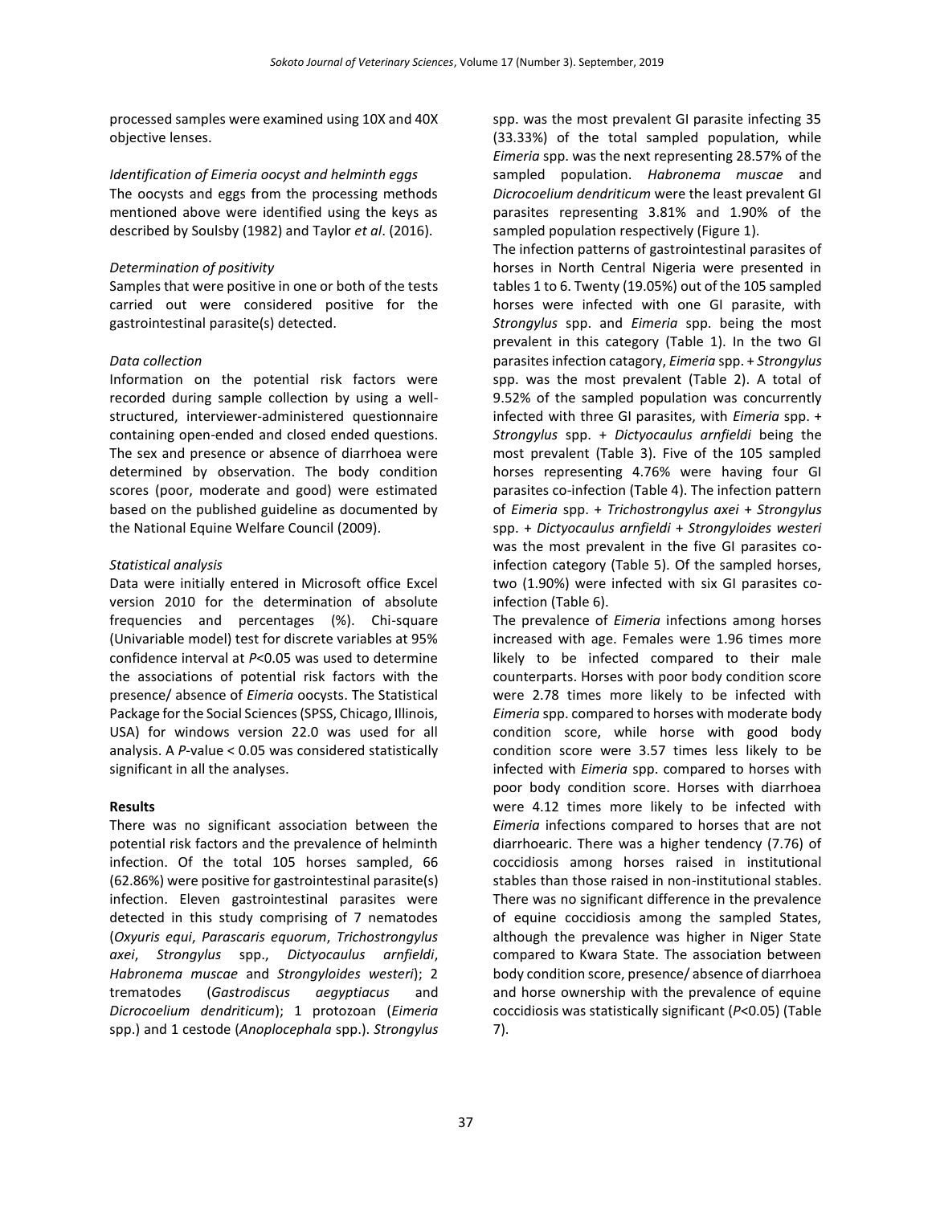processed samples were examined using 10X and 40X objective lenses.

*Identification of Eimeria oocyst and helminth eggs*

The oocysts and eggs from the processing methods mentioned above were identified using the keys as described by Soulsby (1982) and Taylor *et al*. (2016).

*Determination of positivity*

Samples that were positive in one or both of the tests carried out were considered positive for the gastrointestinal parasite(s) detected.

*Data collection*

Information on the potential risk factors were recorded during sample collection by using a well-structured, interviewer-administered questionnaire containing open-ended and closed ended questions. The sex and presence or absence of diarrhoea were determined by observation. The body condition scores (poor, moderate and good) were estimated based on the published guideline as documented by the National Equine Welfare Council (2009).

*Statistical analysis*

Data were initially entered in Microsoft office Excel version 2010 for the determination of absolute frequencies and percentages (%). Chi-square (Univariable model) test for discrete variables at 95% confidence interval at $P<0.05$ was used to determine the associations of potential risk factors with the presence/ absence of *Eimeria* oocysts. The Statistical Package for the Social Sciences (SPSS, Chicago, Illinois, USA) for windows version 22.0 was used for all analysis. A $P$-value < 0.05 was considered statistically significant in all the analyses.

**Results**

There was no significant association between the potential risk factors and the prevalence of helminth infection. Of the total 105 horses sampled, 66 (62.86%) were positive for gastrointestinal parasite(s) infection. Eleven gastrointestinal parasites were detected in this study comprising of 7 nematodes (*Oxyuris equi*, *Parascaris equorum*, *Trichostrongylus axei*, *Strongylus* spp., *Dictyocaulus arnfieldi*, *Habronema muscae* and *Strongyloides westeri*); 2 trematodes (*Gastrodiscus aegyptiacus* and *Dicrocoelium dendriticum*); 1 protozoan (*Eimeria* spp.) and 1 cestode (*Anoplocephala* spp.). *Strongylus* spp. was the most prevalent GI parasite infecting 35 (33.33%) of the total sampled population, while *Eimeria* spp. was the next representing 28.57% of the sampled population. *Habronema muscae* and *Dicrocoelium dendriticum* were the least prevalent GI parasites representing 3.81% and 1.90% of the sampled population respectively (Figure 1).

The infection patterns of gastrointestinal parasites of horses in North Central Nigeria were presented in tables 1 to 6. Twenty (19.05%) out of the 105 sampled horses were infected with one GI parasite, with *Strongylus* spp. and *Eimeria* spp. being the most prevalent in this category (Table 1). In the two GI parasites infection catagory, *Eimeria* spp. + *Strongylus* spp. was the most prevalent (Table 2). A total of 9.52% of the sampled population was concurrently infected with three GI parasites, with *Eimeria* spp. + *Strongylus* spp. + *Dictyocaulus arnfieldi* being the most prevalent (Table 3). Five of the 105 sampled horses representing 4.76% were having four GI parasites co-infection (Table 4). The infection pattern of *Eimeria* spp. + *Trichostrongylus axei* + *Strongylus* spp. + *Dictyocaulus arnfieldi* + *Strongyloides westeri* was the most prevalent in the five GI parasites co-infection category (Table 5). Of the sampled horses, two (1.90%) were infected with six GI parasites co-infection (Table 6).

The prevalence of *Eimeria* infections among horses increased with age. Females were 1.96 times more likely to be infected compared to their male counterparts. Horses with poor body condition score were 2.78 times more likely to be infected with *Eimeria* spp. compared to horses with moderate body condition score, while horse with good body condition score were 3.57 times less likely to be infected with *Eimeria* spp. compared to horses with poor body condition score. Horses with diarrhoea were 4.12 times more likely to be infected with *Eimeria* infections compared to horses that are not diarrhoearic. There was a higher tendency (7.76) of coccidiosis among horses raised in institutional stables than those raised in non-institutional stables. There was no significant difference in the prevalence of equine coccidiosis among the sampled States, although the prevalence was higher in Niger State compared to Kwara State. The association between body condition score, presence/ absence of diarrhoea and horse ownership with the prevalence of equine coccidiosis was statistically significant ($P<0.05$) (Table 7).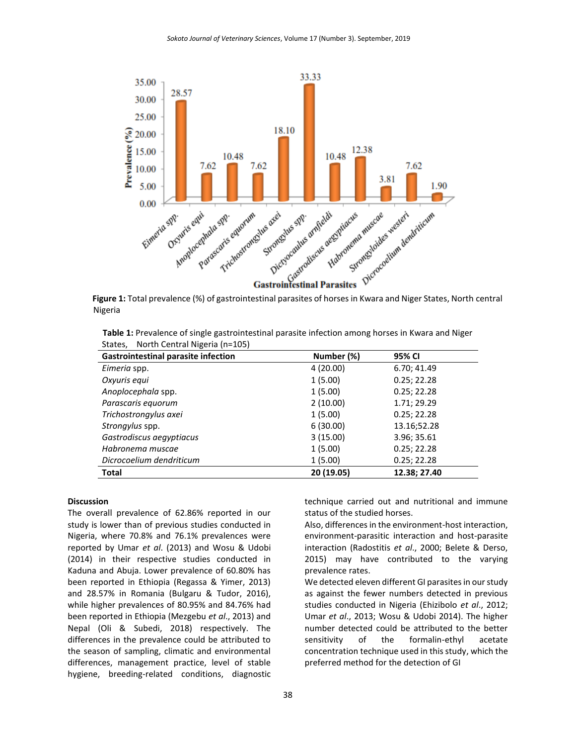**Figure 1:** Total prevalence (%) of gastrointestinal parasites of horses in Kwara and Niger States, North central Nigeria

**Table 1:** Prevalence of single gastrointestinal parasite infection among horses in Kwara and Niger States, North Central Nigeria (n=105)

| Gastrointestinal parasite infection | Number (%) | 95% CI |
|---|---|---|
| *Eimeria* spp. | 4 (20.00) | 6.70; 41.49 |
| *Oxyuris equi* | 1 (5.00) | 0.25; 22.28 |
| *Anoplocephala* spp. | 1 (5.00) | 0.25; 22.28 |
| *Parascaris equorum* | 2 (10.00) | 1.71; 29.29 |
| *Trichostrongylus axei* | 1 (5.00) | 0.25; 22.28 |
| *Strongylus* spp. | 6 (30.00) | 13.16;52.28 |
| *Gastrodiscus aegyptiacus* | 3 (15.00) | 3.96; 35.61 |
| *Habronema muscae* | 1 (5.00) | 0.25; 22.28 |
| *Dicrocoelium dendriticum* | 1 (5.00) | 0.25; 22.28 |
| **Total** | **20 (19.05)** | **12.38; 27.40** |

## Discussion

The overall prevalence of 62.86% reported in our study is lower than of previous studies conducted in Nigeria, where 70.8% and 76.1% prevalences were reported by Umar *et al*. (2013) and Wosu & Udobi (2014) in their respective studies conducted in Kaduna and Abuja. Lower prevalence of 60.80% has been reported in Ethiopia (Regassa & Yimer, 2013) and 28.57% in Romania (Bulgaru & Tudor, 2016), while higher prevalences of 80.95% and 84.76% had been reported in Ethiopia (Mezgebu *et al*., 2013) and Nepal (Oli & Subedi, 2018) respectively. The differences in the prevalence could be attributed to the season of sampling, climatic and environmental differences, management practice, level of stable hygiene, breeding-related conditions, diagnostic technique carried out and nutritional and immune status of the studied horses.

Also, differences in the environment-host interaction, environment-parasitic interaction and host-parasite interaction (Radostitis *et al*., 2000; Belete & Derso, 2015) may have contributed to the varying prevalence rates.

We detected eleven different GI parasites in our study as against the fewer numbers detected in previous studies conducted in Nigeria (Ehizibolo *et al*., 2012; Umar *et al*., 2013; Wosu & Udobi 2014). The higher number detected could be attributed to the better sensitivity of the formalin-ethyl acetate concentration technique used in this study, which the preferred method for the detection of GI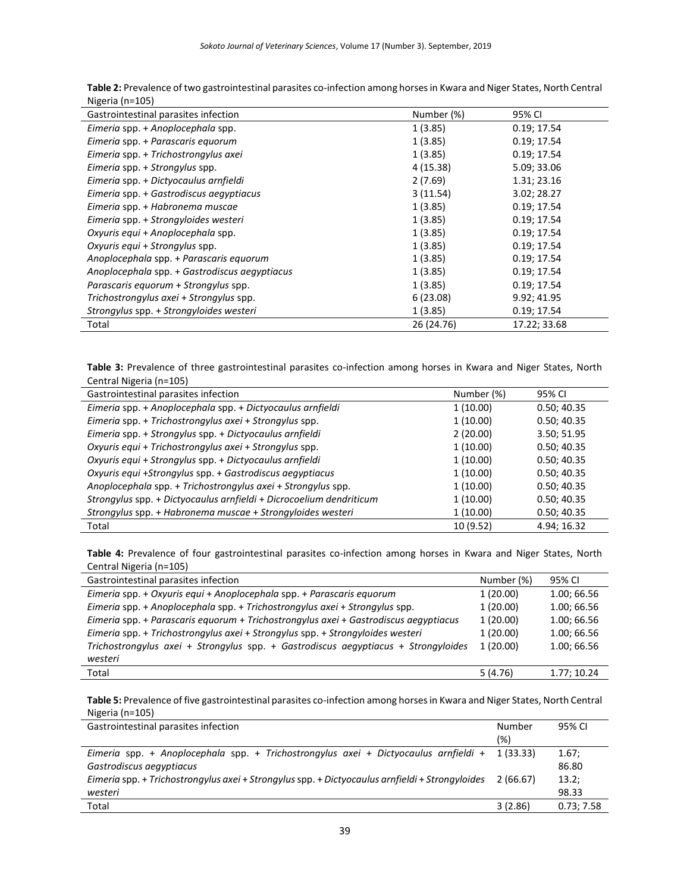**Table 2:** Prevalence of two gastrointestinal parasites co-infection among horses in Kwara and Niger States, North Central Nigeria (n=105)

| Gastrointestinal parasites infection | Number (%) | 95% CI |
|---|---|---|
| *Eimeria* spp. + *Anoplocephala* spp. | 1 (3.85) | 0.19; 17.54 |
| *Eimeria* spp. + *Parascaris equorum* | 1 (3.85) | 0.19; 17.54 |
| *Eimeria* spp. + *Trichostrongylus axei* | 1 (3.85) | 0.19; 17.54 |
| *Eimeria* spp. + *Strongylus* spp. | 4 (15.38) | 5.09; 33.06 |
| *Eimeria* spp. + *Dictyocaulus arnfieldi* | 2 (7.69) | 1.31; 23.16 |
| *Eimeria* spp. + *Gastrodiscus aegyptiacus* | 3 (11.54) | 3.02; 28.27 |
| *Eimeria* spp. + *Habronema muscae* | 1 (3.85) | 0.19; 17.54 |
| *Eimeria* spp. + *Strongyloides westeri* | 1 (3.85) | 0.19; 17.54 |
| *Oxyuris equi* + *Anoplocephala* spp. | 1 (3.85) | 0.19; 17.54 |
| *Oxyuris equi* + *Strongylus* spp. | 1 (3.85) | 0.19; 17.54 |
| *Anoplocephala* spp. + *Parascaris equorum* | 1 (3.85) | 0.19; 17.54 |
| *Anoplocephala* spp. + *Gastrodiscus aegyptiacus* | 1 (3.85) | 0.19; 17.54 |
| *Parascaris equorum* + *Strongylus* spp. | 1 (3.85) | 0.19; 17.54 |
| *Trichostrongylus axei* + *Strongylus* spp. | 6 (23.08) | 9.92; 41.95 |
| *Strongylus* spp. + *Strongyloides westeri* | 1 (3.85) | 0.19; 17.54 |
| Total | 26 (24.76) | 17.22; 33.68 |

**Table 3:** Prevalence of three gastrointestinal parasites co-infection among horses in Kwara and Niger States, North Central Nigeria (n=105)

| Gastrointestinal parasites infection | Number (%) | 95% CI |
|---|---|---|
| *Eimeria* spp. + *Anoplocephala* spp. + *Dictyocaulus arnfieldi* | 1 (10.00) | 0.50; 40.35 |
| *Eimeria* spp. + *Trichostrongylus axei* + *Strongylus* spp. | 1 (10.00) | 0.50; 40.35 |
| *Eimeria* spp. + *Strongylus* spp. + *Dictyocaulus arnfieldi* | 2 (20.00) | 3.50; 51.95 |
| *Oxyuris equi* + *Trichostrongylus axei* + *Strongylus* spp. | 1 (10.00) | 0.50; 40.35 |
| *Oxyuris equi* + *Strongylus* spp. + *Dictyocaulus arnfieldi* | 1 (10.00) | 0.50; 40.35 |
| *Oxyuris equi* +*Strongylus* spp. + *Gastrodiscus aegyptiacus* | 1 (10.00) | 0.50; 40.35 |
| *Anoplocephala* spp. + *Trichostrongylus axei* + *Strongylus* spp. | 1 (10.00) | 0.50; 40.35 |
| *Strongylus* spp. + *Dictyocaulus arnfieldi* + *Dicrocoelium dendriticum* | 1 (10.00) | 0.50; 40.35 |
| *Strongylus* spp. + *Habronema muscae* + *Strongyloides westeri* | 1 (10.00) | 0.50; 40.35 |
| Total | 10 (9.52) | 4.94; 16.32 |

**Table 4:** Prevalence of four gastrointestinal parasites co-infection among horses in Kwara and Niger States, North Central Nigeria (n=105)

| Gastrointestinal parasites infection | Number (%) | 95% CI |
|---|---|---|
| *Eimeria* spp. + *Oxyuris equi* + *Anoplocephala* spp. + *Parascaris equorum* | 1 (20.00) | 1.00; 66.56 |
| *Eimeria* spp. + *Anoplocephala* spp. + *Trichostrongylus axei* + *Strongylus* spp. | 1 (20.00) | 1.00; 66.56 |
| *Eimeria* spp. + *Parascaris equorum* + *Trichostrongylus axei* + *Gastrodiscus aegyptiacus* | 1 (20.00) | 1.00; 66.56 |
| *Eimeria* spp. + *Trichostrongylus axei* + *Strongylus* spp. + *Strongyloides westeri* | 1 (20.00) | 1.00; 66.56 |
| *Trichostrongylus axei* + *Strongylus* spp. + *Gastrodiscus aegyptiacus* + *Strongyloides westeri* | 1 (20.00) | 1.00; 66.56 |
| Total | 5 (4.76) | 1.77; 10.24 |

**Table 5:** Prevalence of five gastrointestinal parasites co-infection among horses in Kwara and Niger States, North Central Nigeria (n=105)

| Gastrointestinal parasites infection | Number (%) | 95% CI |
|---|---|---|
| *Eimeria* spp. + *Anoplocephala* spp. + *Trichostrongylus axei* + *Dictyocaulus arnfieldi* + *Gastrodiscus aegyptiacus* | 1 (33.33) | 1.67; 86.80 |
| *Eimeria* spp. + *Trichostrongylus axei* + *Strongylus* spp. + *Dictyocaulus arnfieldi* + *Strongyloides westeri* | 2 (66.67) | 13.2; 98.33 |
| Total | 3 (2.86) | 0.73; 7.58 |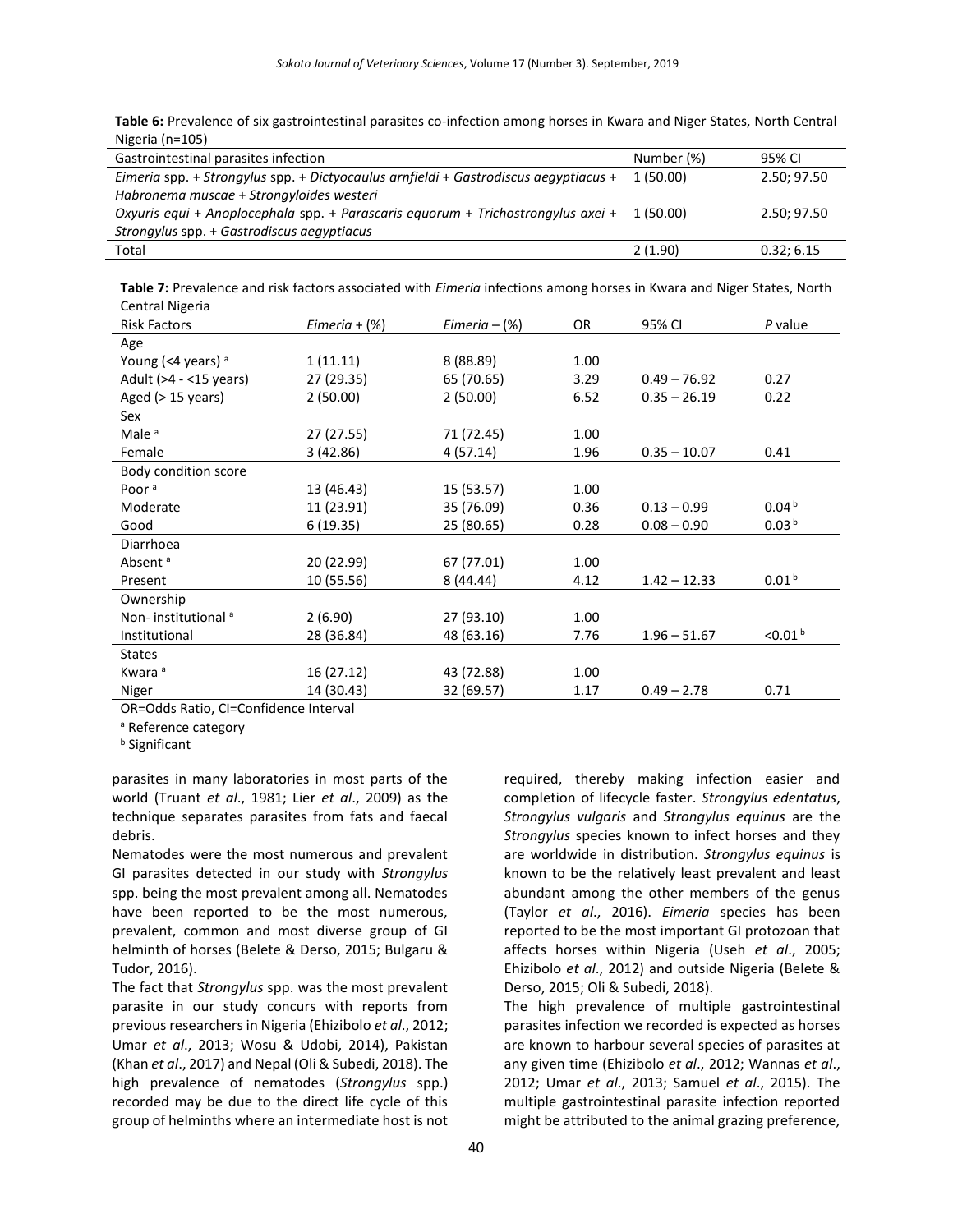**Table 6:** Prevalence of six gastrointestinal parasites co-infection among horses in Kwara and Niger States, North Central Nigeria (n=105)

| Gastrointestinal parasites infection | Number (%) | 95% CI |
|---|---|---|
| *Eimeria* spp. + *Strongylus* spp. + *Dictyocaulus arnfieldi* + *Gastrodiscus aegyptiacus* + *Habronema muscae* + *Strongyloides westeri* | 1 (50.00) | 2.50; 97.50 |
| *Oxyuris equi* + *Anoplocephala* spp. + *Parascaris equorum* + *Trichostrongylus axei* + *Strongylus* spp. + *Gastrodiscus aegyptiacus* | 1 (50.00) | 2.50; 97.50 |
| Total | 2 (1.90) | 0.32; 6.15 |

**Table 7:** Prevalence and risk factors associated with *Eimeria* infections among horses in Kwara and Niger States, North Central Nigeria

| Risk Factors | *Eimeria* + (%) | *Eimeria* – (%) | OR | 95% CI | *P* value |
|---|---|---|---|---|---|
| Age | | | | | |
| Young (<4 years) [a] | 1 (11.11) | 8 (88.89) | 1.00 | | |
| Adult (>4 - <15 years) | 27 (29.35) | 65 (70.65) | 3.29 | 0.49 – 76.92 | 0.27 |
| Aged (> 15 years) | 2 (50.00) | 2 (50.00) | 6.52 | 0.35 – 26.19 | 0.22 |
| Sex | | | | | |
| Male [a] | 27 (27.55) | 71 (72.45) | 1.00 | | |
| Female | 3 (42.86) | 4 (57.14) | 1.96 | 0.35 – 10.07 | 0.41 |
| Body condition score | | | | | |
| Poor [a] | 13 (46.43) | 15 (53.57) | 1.00 | | |
| Moderate | 11 (23.91) | 35 (76.09) | 0.36 | 0.13 – 0.99 | 0.04 [b] |
| Good | 6 (19.35) | 25 (80.65) | 0.28 | 0.08 – 0.90 | 0.03 [b] |
| Diarrhoea | | | | | |
| Absent [a] | 20 (22.99) | 67 (77.01) | 1.00 | | |
| Present | 10 (55.56) | 8 (44.44) | 4.12 | 1.42 – 12.33 | 0.01 [b] |
| Ownership | | | | | |
| Non- institutional [a] | 2 (6.90) | 27 (93.10) | 1.00 | | |
| Institutional | 28 (36.84) | 48 (63.16) | 7.76 | 1.96 – 51.67 | <0.01 [b] |
| States | | | | | |
| Kwara [a] | 16 (27.12) | 43 (72.88) | 1.00 | | |
| Niger | 14 (30.43) | 32 (69.57) | 1.17 | 0.49 – 2.78 | 0.71 |

OR=Odds Ratio, CI=Confidence Interval

[a] Reference category

[b] Significant

parasites in many laboratories in most parts of the world (Truant *et al*., 1981; Lier *et al*., 2009) as the technique separates parasites from fats and faecal debris.

Nematodes were the most numerous and prevalent GI parasites detected in our study with *Strongylus* spp. being the most prevalent among all. Nematodes have been reported to be the most numerous, prevalent, common and most diverse group of GI helminth of horses (Belete & Derso, 2015; Bulgaru & Tudor, 2016).

The fact that *Strongylus* spp. was the most prevalent parasite in our study concurs with reports from previous researchers in Nigeria (Ehizibolo *et al*., 2012; Umar *et al*., 2013; Wosu & Udobi, 2014), Pakistan (Khan *et al*., 2017) and Nepal (Oli & Subedi, 2018). The high prevalence of nematodes (*Strongylus* spp.) recorded may be due to the direct life cycle of this group of helminths where an intermediate host is not required, thereby making infection easier and completion of lifecycle faster. *Strongylus edentatus*, *Strongylus vulgaris* and *Strongylus equinus* are the *Strongylus* species known to infect horses and they are worldwide in distribution. *Strongylus equinus* is known to be the relatively least prevalent and least abundant among the other members of the genus (Taylor *et al*., 2016). *Eimeria* species has been reported to be the most important GI protozoan that affects horses within Nigeria (Useh *et al*., 2005; Ehizibolo *et al*., 2012) and outside Nigeria (Belete & Derso, 2015; Oli & Subedi, 2018).

The high prevalence of multiple gastrointestinal parasites infection we recorded is expected as horses are known to harbour several species of parasites at any given time (Ehizibolo *et al*., 2012; Wannas *et al*., 2012; Umar *et al*., 2013; Samuel *et al*., 2015). The multiple gastrointestinal parasite infection reported might be attributed to the animal grazing preference,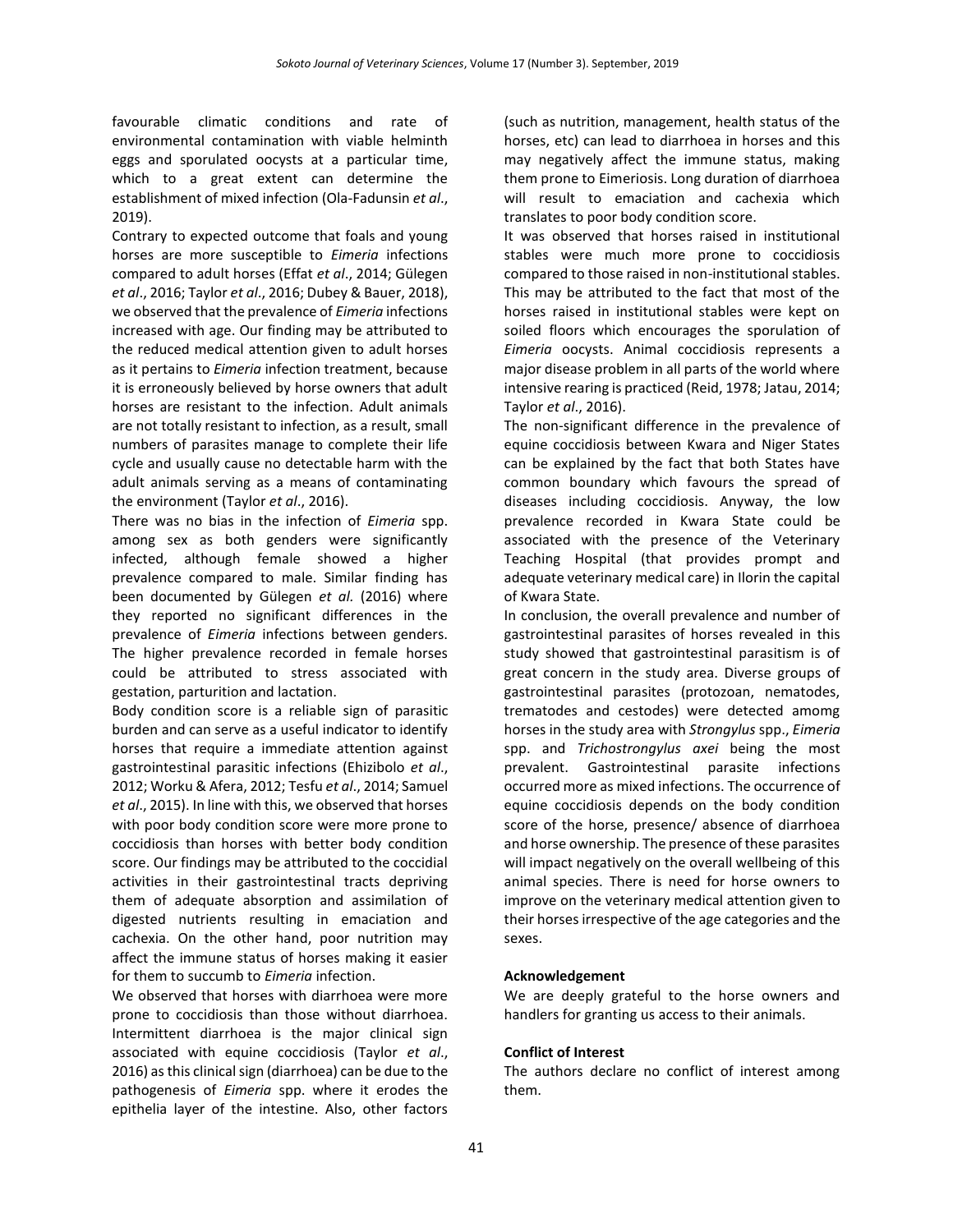favourable climatic conditions and rate of environmental contamination with viable helminth eggs and sporulated oocysts at a particular time, which to a great extent can determine the establishment of mixed infection (Ola-Fadunsin *et al*., 2019).

Contrary to expected outcome that foals and young horses are more susceptible to *Eimeria* infections compared to adult horses (Effat *et al*., 2014; Gülegen *et al*., 2016; Taylor *et al*., 2016; Dubey & Bauer, 2018), we observed that the prevalence of *Eimeria* infections increased with age. Our finding may be attributed to the reduced medical attention given to adult horses as it pertains to *Eimeria* infection treatment, because it is erroneously believed by horse owners that adult horses are resistant to the infection. Adult animals are not totally resistant to infection, as a result, small numbers of parasites manage to complete their life cycle and usually cause no detectable harm with the adult animals serving as a means of contaminating the environment (Taylor *et al*., 2016).

There was no bias in the infection of *Eimeria* spp. among sex as both genders were significantly infected, although female showed a higher prevalence compared to male. Similar finding has been documented by Gülegen *et al.* (2016) where they reported no significant differences in the prevalence of *Eimeria* infections between genders. The higher prevalence recorded in female horses could be attributed to stress associated with gestation, parturition and lactation.

Body condition score is a reliable sign of parasitic burden and can serve as a useful indicator to identify horses that require a immediate attention against gastrointestinal parasitic infections (Ehizibolo *et al*., 2012; Worku & Afera, 2012; Tesfu *et al*., 2014; Samuel *et al*., 2015). In line with this, we observed that horses with poor body condition score were more prone to coccidiosis than horses with better body condition score. Our findings may be attributed to the coccidial activities in their gastrointestinal tracts depriving them of adequate absorption and assimilation of digested nutrients resulting in emaciation and cachexia. On the other hand, poor nutrition may affect the immune status of horses making it easier for them to succumb to *Eimeria* infection.

We observed that horses with diarrhoea were more prone to coccidiosis than those without diarrhoea. Intermittent diarrhoea is the major clinical sign associated with equine coccidiosis (Taylor *et al*., 2016) as this clinical sign (diarrhoea) can be due to the pathogenesis of *Eimeria* spp. where it erodes the epithelia layer of the intestine. Also, other factors (such as nutrition, management, health status of the horses, etc) can lead to diarrhoea in horses and this may negatively affect the immune status, making them prone to Eimeriosis. Long duration of diarrhoea will result to emaciation and cachexia which translates to poor body condition score.

It was observed that horses raised in institutional stables were much more prone to coccidiosis compared to those raised in non-institutional stables. This may be attributed to the fact that most of the horses raised in institutional stables were kept on soiled floors which encourages the sporulation of *Eimeria* oocysts. Animal coccidiosis represents a major disease problem in all parts of the world where intensive rearing is practiced (Reid, 1978; Jatau, 2014; Taylor *et al*., 2016).

The non-significant difference in the prevalence of equine coccidiosis between Kwara and Niger States can be explained by the fact that both States have common boundary which favours the spread of diseases including coccidiosis. Anyway, the low prevalence recorded in Kwara State could be associated with the presence of the Veterinary Teaching Hospital (that provides prompt and adequate veterinary medical care) in Ilorin the capital of Kwara State.

In conclusion, the overall prevalence and number of gastrointestinal parasites of horses revealed in this study showed that gastrointestinal parasitism is of great concern in the study area. Diverse groups of gastrointestinal parasites (protozoan, nematodes, trematodes and cestodes) were detected amomg horses in the study area with *Strongylus* spp., *Eimeria* spp. and *Trichostrongylus axei* being the most prevalent. Gastrointestinal parasite infections occurred more as mixed infections. The occurrence of equine coccidiosis depends on the body condition score of the horse, presence/ absence of diarrhoea and horse ownership. The presence of these parasites will impact negatively on the overall wellbeing of this animal species. There is need for horse owners to improve on the veterinary medical attention given to their horses irrespective of the age categories and the sexes.

#### Acknowledgement

We are deeply grateful to the horse owners and handlers for granting us access to their animals.

#### Conflict of Interest

The authors declare no conflict of interest among them.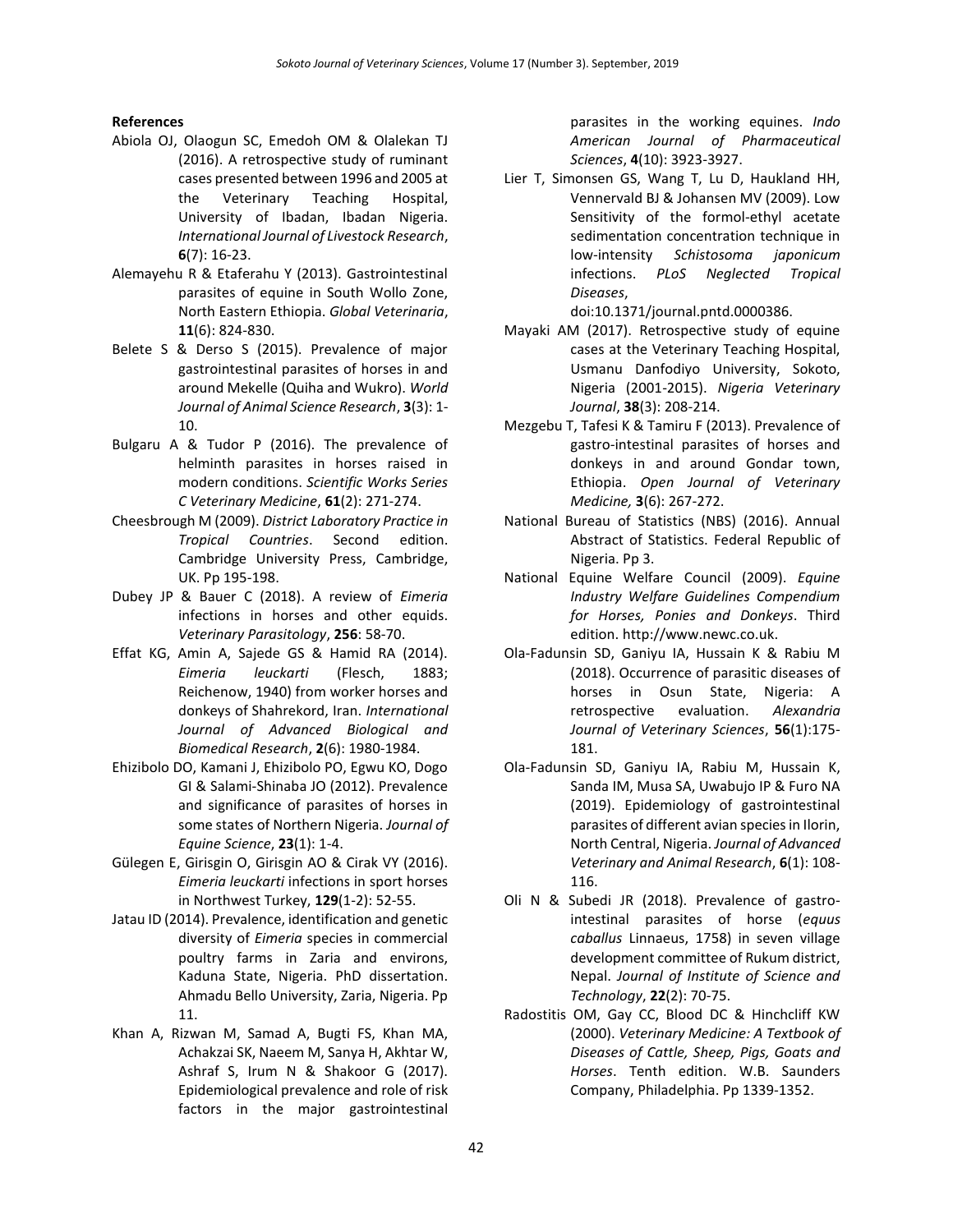## References

Abiola OJ, Olaogun SC, Emedoh OM & Olalekan TJ (2016). A retrospective study of ruminant cases presented between 1996 and 2005 at the Veterinary Teaching Hospital, University of Ibadan, Ibadan Nigeria. *International Journal of Livestock Research*, **6**(7): 16-23.

Alemayehu R & Etaferahu Y (2013). Gastrointestinal parasites of equine in South Wollo Zone, North Eastern Ethiopia. *Global Veterinaria*, **11**(6): 824-830.

Belete S & Derso S (2015). Prevalence of major gastrointestinal parasites of horses in and around Mekelle (Quiha and Wukro). *World Journal of Animal Science Research*, **3**(3): 1-10.

Bulgaru A & Tudor P (2016). The prevalence of helminth parasites in horses raised in modern conditions. *Scientific Works Series C Veterinary Medicine*, **61**(2): 271-274.

Cheesbrough M (2009). *District Laboratory Practice in Tropical Countries*. Second edition. Cambridge University Press, Cambridge, UK. Pp 195-198.

Dubey JP & Bauer C (2018). A review of *Eimeria* infections in horses and other equids. *Veterinary Parasitology*, **256**: 58-70.

Effat KG, Amin A, Sajede GS & Hamid RA (2014). *Eimeria leuckarti* (Flesch, 1883; Reichenow, 1940) from worker horses and donkeys of Shahrekord, Iran. *International Journal of Advanced Biological and Biomedical Research*, **2**(6): 1980-1984.

Ehizibolo DO, Kamani J, Ehizibolo PO, Egwu KO, Dogo GI & Salami-Shinaba JO (2012). Prevalence and significance of parasites of horses in some states of Northern Nigeria. *Journal of Equine Science*, **23**(1): 1-4.

Gülegen E, Girisgin O, Girisgin AO & Cirak VY (2016). *Eimeria leuckarti* infections in sport horses in Northwest Turkey, **129**(1-2): 52-55.

Jatau ID (2014). Prevalence, identification and genetic diversity of *Eimeria* species in commercial poultry farms in Zaria and environs, Kaduna State, Nigeria. PhD dissertation. Ahmadu Bello University, Zaria, Nigeria. Pp 11.

Khan A, Rizwan M, Samad A, Bugti FS, Khan MA, Achakzai SK, Naeem M, Sanya H, Akhtar W, Ashraf S, Irum N & Shakoor G (2017). Epidemiological prevalence and role of risk factors in the major gastrointestinal parasites in the working equines. *Indo American Journal of Pharmaceutical Sciences*, **4**(10): 3923-3927.

Lier T, Simonsen GS, Wang T, Lu D, Haukland HH, Vennervald BJ & Johansen MV (2009). Low Sensitivity of the formol-ethyl acetate sedimentation concentration technique in low-intensity *Schistosoma japonicum* infections. *PLoS Neglected Tropical Diseases*, doi:10.1371/journal.pntd.0000386.

Mayaki AM (2017). Retrospective study of equine cases at the Veterinary Teaching Hospital, Usmanu Danfodiyo University, Sokoto, Nigeria (2001-2015). *Nigeria Veterinary Journal*, **38**(3): 208-214.

Mezgebu T, Tafesi K & Tamiru F (2013). Prevalence of gastro-intestinal parasites of horses and donkeys in and around Gondar town, Ethiopia. *Open Journal of Veterinary Medicine,* **3**(6): 267-272.

National Bureau of Statistics (NBS) (2016). Annual Abstract of Statistics. Federal Republic of Nigeria. Pp 3.

National Equine Welfare Council (2009). *Equine Industry Welfare Guidelines Compendium for Horses, Ponies and Donkeys*. Third edition. http://www.newc.co.uk.

Ola-Fadunsin SD, Ganiyu IA, Hussain K & Rabiu M (2018). Occurrence of parasitic diseases of horses in Osun State, Nigeria: A retrospective evaluation. *Alexandria Journal of Veterinary Sciences*, **56**(1):175-181.

Ola-Fadunsin SD, Ganiyu IA, Rabiu M, Hussain K, Sanda IM, Musa SA, Uwabujo IP & Furo NA (2019). Epidemiology of gastrointestinal parasites of different avian species in Ilorin, North Central, Nigeria. *Journal of Advanced Veterinary and Animal Research*, **6**(1): 108-116.

Oli N & Subedi JR (2018). Prevalence of gastro-intestinal parasites of horse (*equus caballus* Linnaeus, 1758) in seven village development committee of Rukum district, Nepal. *Journal of Institute of Science and Technology*, **22**(2): 70-75.

Radostitis OM, Gay CC, Blood DC & Hinchcliff KW (2000). *Veterinary Medicine: A Textbook of Diseases of Cattle, Sheep, Pigs, Goats and Horses*. Tenth edition. W.B. Saunders Company, Philadelphia. Pp 1339-1352.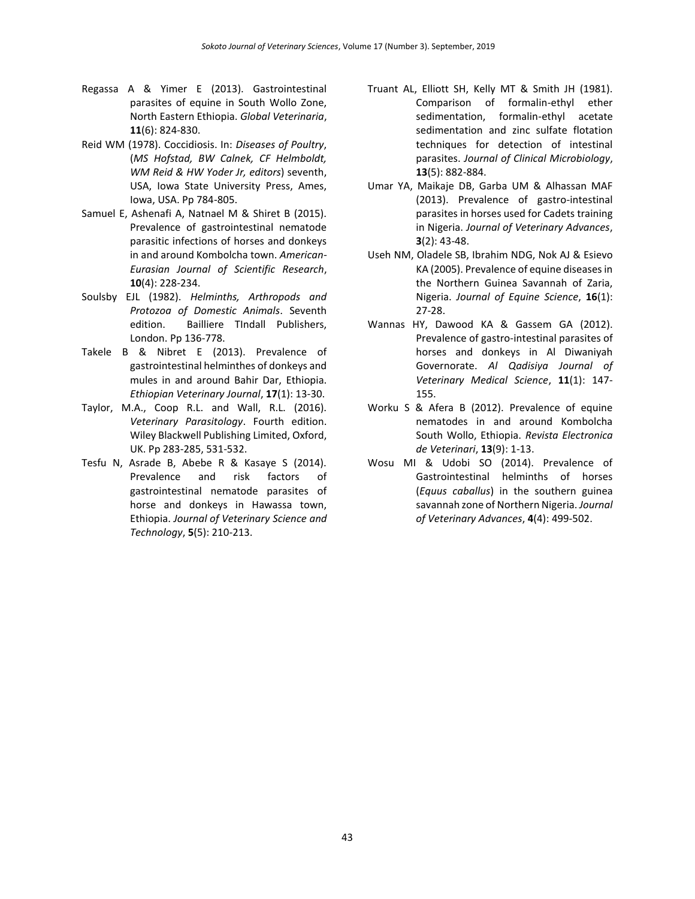Regassa A & Yimer E (2013). Gastrointestinal parasites of equine in South Wollo Zone, North Eastern Ethiopia. *Global Veterinaria*, **11**(6): 824-830.

Reid WM (1978). Coccidiosis. In: *Diseases of Poultry*, (*MS Hofstad, BW Calnek, CF Helmboldt, WM Reid & HW Yoder Jr, editors*) seventh, USA, Iowa State University Press, Ames, Iowa, USA. Pp 784-805.

Samuel E, Ashenafi A, Natnael M & Shiret B (2015). Prevalence of gastrointestinal nematode parasitic infections of horses and donkeys in and around Kombolcha town. *American-Eurasian Journal of Scientific Research*, **10**(4): 228-234.

Soulsby EJL (1982). *Helminths, Arthropods and Protozoa of Domestic Animals*. Seventh edition. Bailliere TIndall Publishers, London. Pp 136-778.

Takele B & Nibret E (2013). Prevalence of gastrointestinal helminthes of donkeys and mules in and around Bahir Dar, Ethiopia. *Ethiopian Veterinary Journal*, **17**(1): 13-30.

Taylor, M.A., Coop R.L. and Wall, R.L. (2016). *Veterinary Parasitology*. Fourth edition. Wiley Blackwell Publishing Limited, Oxford, UK. Pp 283-285, 531-532.

Tesfu N, Asrade B, Abebe R & Kasaye S (2014). Prevalence and risk factors of gastrointestinal nematode parasites of horse and donkeys in Hawassa town, Ethiopia. *Journal of Veterinary Science and Technology*, **5**(5): 210-213.

Truant AL, Elliott SH, Kelly MT & Smith JH (1981). Comparison of formalin-ethyl ether sedimentation, formalin-ethyl acetate sedimentation and zinc sulfate flotation techniques for detection of intestinal parasites. *Journal of Clinical Microbiology*, **13**(5): 882-884.

Umar YA, Maikaje DB, Garba UM & Alhassan MAF (2013). Prevalence of gastro-intestinal parasites in horses used for Cadets training in Nigeria. *Journal of Veterinary Advances*, **3**(2): 43-48.

Useh NM, Oladele SB, Ibrahim NDG, Nok AJ & Esievo KA (2005). Prevalence of equine diseases in the Northern Guinea Savannah of Zaria, Nigeria. *Journal of Equine Science*, **16**(1): 27-28.

Wannas HY, Dawood KA & Gassem GA (2012). Prevalence of gastro-intestinal parasites of horses and donkeys in Al Diwaniyah Governorate. *Al Qadisiya Journal of Veterinary Medical Science*, **11**(1): 147-155.

Worku S & Afera B (2012). Prevalence of equine nematodes in and around Kombolcha South Wollo, Ethiopia. *Revista Electronica de Veterinari*, **13**(9): 1-13.

Wosu MI & Udobi SO (2014). Prevalence of Gastrointestinal helminths of horses (*Equus caballus*) in the southern guinea savannah zone of Northern Nigeria. *Journal of Veterinary Advances*, **4**(4): 499-502.